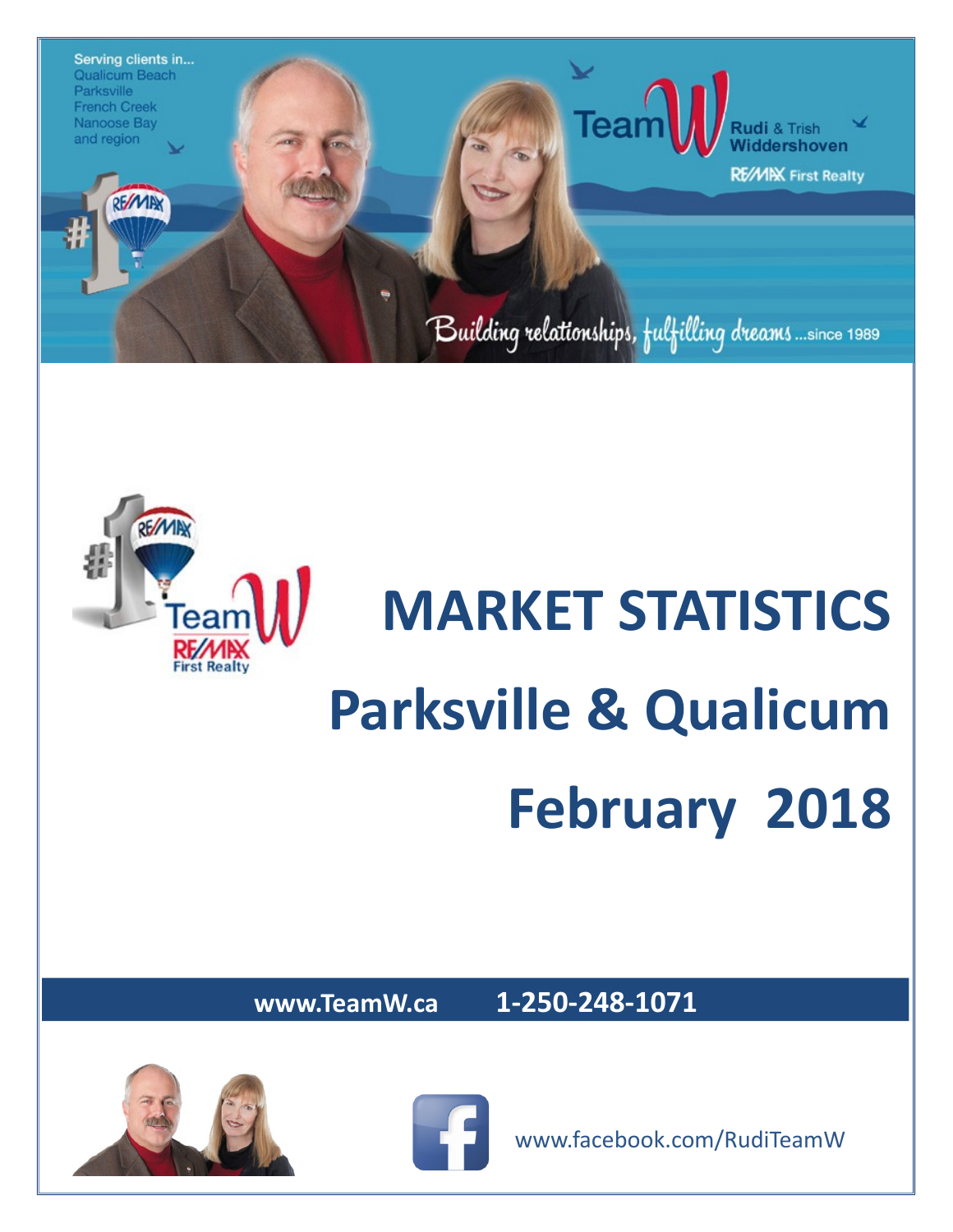Serving clients in...
Qualicum Beach
Parksville
French Creek
Nanoose Bay
and region

Team W — Rudi & Trish Widdershoven

RE/MAX First Realty

*Building relationships, fulfilling dreams ...since 1989*

# MARKET STATISTICS

# Parksville & Qualicum

# February 2018

**www.TeamW.ca 1-250-248-1071**

www.facebook.com/RudiTeamW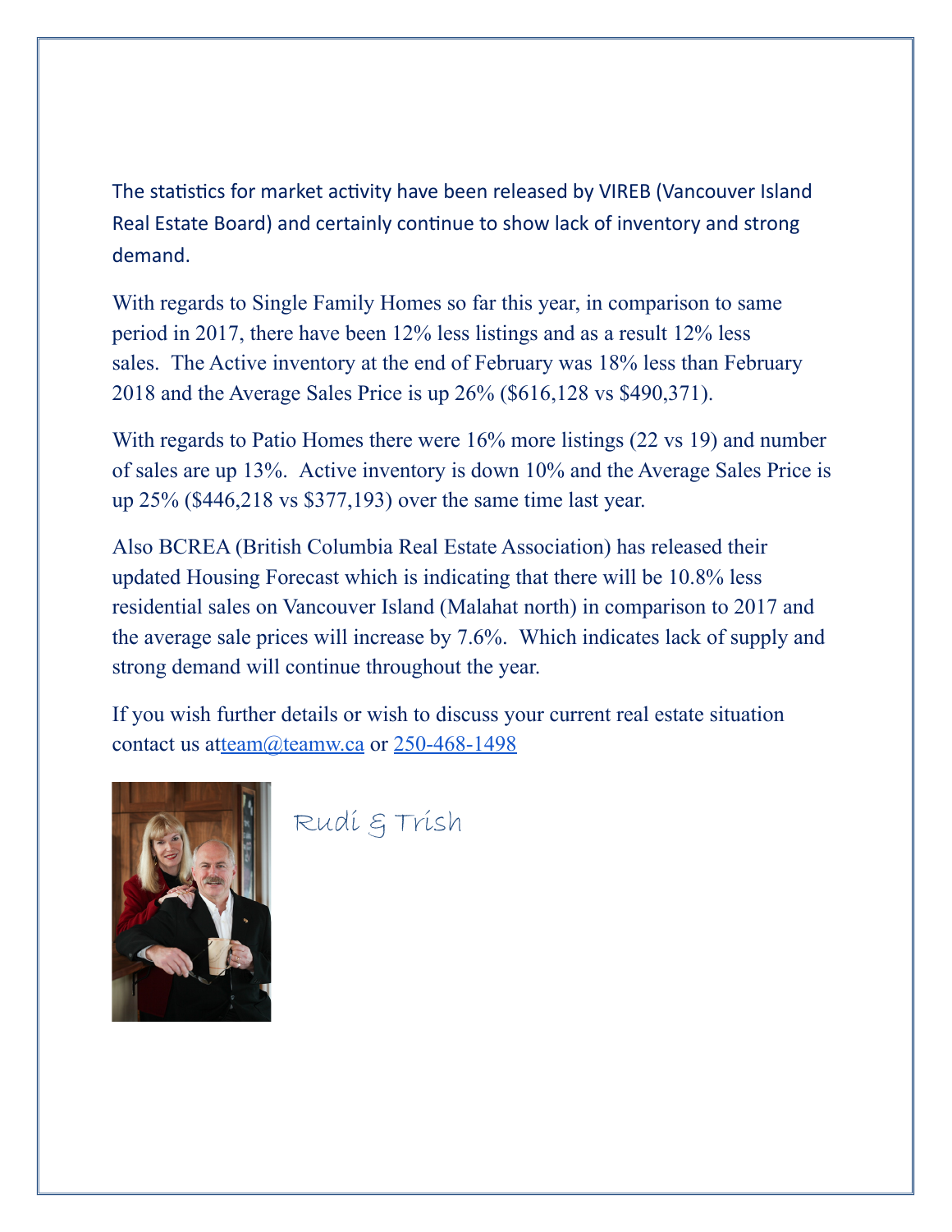The statistics for market activity have been released by VIREB (Vancouver Island Real Estate Board) and certainly continue to show lack of inventory and strong demand.

With regards to Single Family Homes so far this year, in comparison to same period in 2017, there have been 12% less listings and as a result 12% less sales. The Active inventory at the end of February was 18% less than February 2018 and the Average Sales Price is up 26% ($616,128 vs $490,371).

With regards to Patio Homes there were 16% more listings (22 vs 19) and number of sales are up 13%. Active inventory is down 10% and the Average Sales Price is up 25% ($446,218 vs $377,193) over the same time last year.

Also BCREA (British Columbia Real Estate Association) has released their updated Housing Forecast which is indicating that there will be 10.8% less residential sales on Vancouver Island (Malahat north) in comparison to 2017 and the average sale prices will increase by 7.6%. Which indicates lack of supply and strong demand will continue throughout the year.

If you wish further details or wish to discuss your current real estate situation contact us at[team@teamw.ca](mailto:team@teamw.ca) or [250-468-1498](tel:250-468-1498)

Rudi & Trish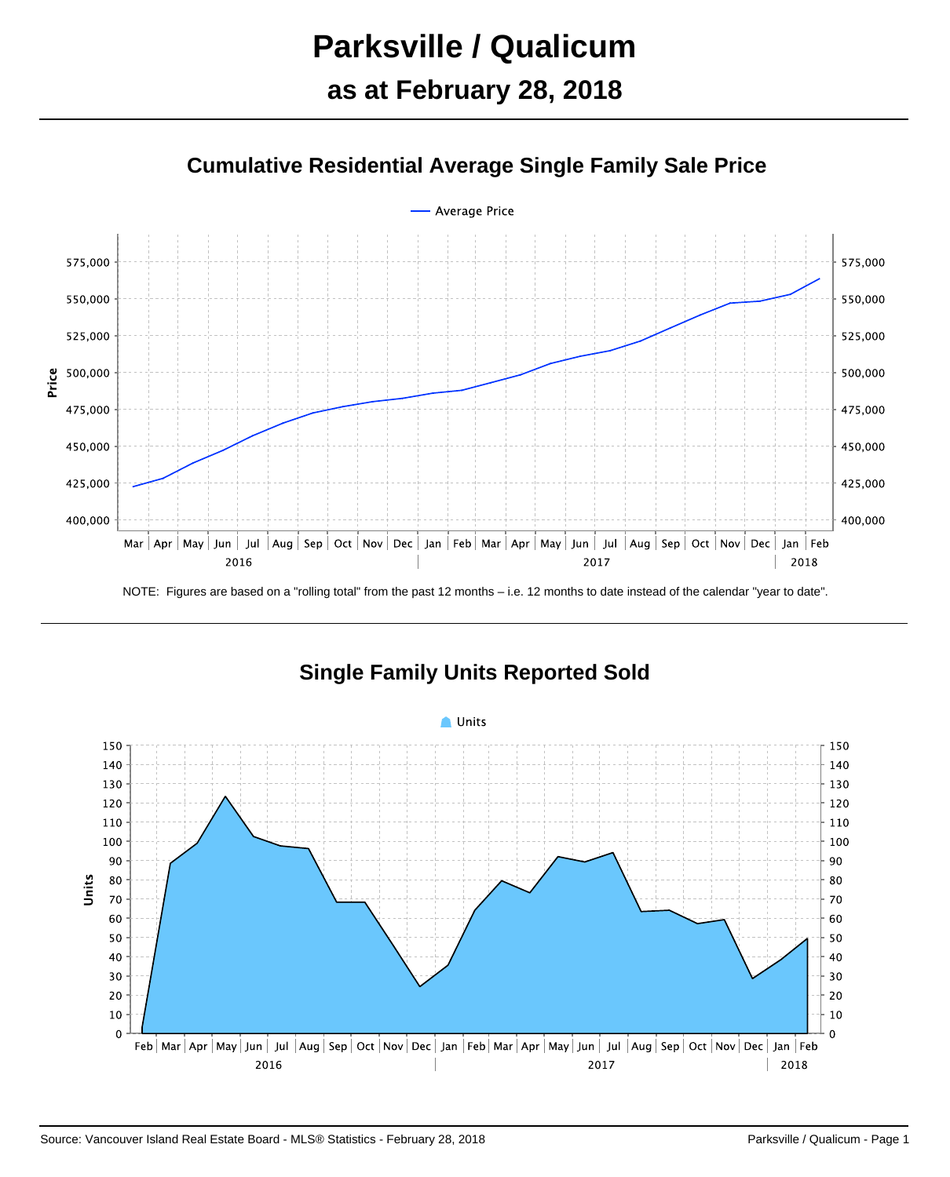# Parksville / Qualicum

## as at February 28, 2018

### Cumulative Residential Average Single Family Sale Price

NOTE: Figures are based on a "rolling total" from the past 12 months – i.e. 12 months to date instead of the calendar "year to date".

### Single Family Units Reported Sold

Source: Vancouver Island Real Estate Board - MLS® Statistics - February 28, 2018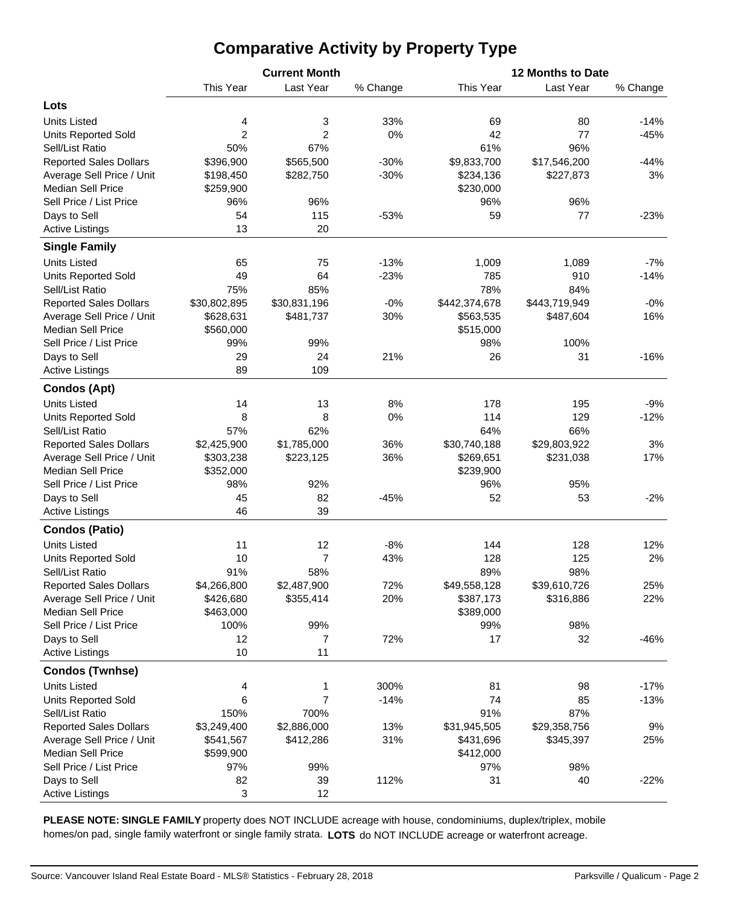# Comparative Activity by Property Type

| | Current Month | | | 12 Months to Date | | |
|---|---|---|---|---|---|---|
| | This Year | Last Year | % Change | This Year | Last Year | % Change |
| **Lots** | | | | | | |
| Units Listed | 4 | 3 | 33% | 69 | 80 | -14% |
| Units Reported Sold | 2 | 2 | 0% | 42 | 77 | -45% |
| Sell/List Ratio | 50% | 67% | | 61% | 96% | |
| Reported Sales Dollars | $396,900 | $565,500 | -30% | $9,833,700 | $17,546,200 | -44% |
| Average Sell Price / Unit | $198,450 | $282,750 | -30% | $234,136 | $227,873 | 3% |
| Median Sell Price | $259,900 | | | $230,000 | | |
| Sell Price / List Price | 96% | 96% | | 96% | 96% | |
| Days to Sell | 54 | 115 | -53% | 59 | 77 | -23% |
| Active Listings | 13 | 20 | | | | |
| **Single Family** | | | | | | |
| Units Listed | 65 | 75 | -13% | 1,009 | 1,089 | -7% |
| Units Reported Sold | 49 | 64 | -23% | 785 | 910 | -14% |
| Sell/List Ratio | 75% | 85% | | 78% | 84% | |
| Reported Sales Dollars | $30,802,895 | $30,831,196 | -0% | $442,374,678 | $443,719,949 | -0% |
| Average Sell Price / Unit | $628,631 | $481,737 | 30% | $563,535 | $487,604 | 16% |
| Median Sell Price | $560,000 | | | $515,000 | | |
| Sell Price / List Price | 99% | 99% | | 98% | 100% | |
| Days to Sell | 29 | 24 | 21% | 26 | 31 | -16% |
| Active Listings | 89 | 109 | | | | |
| **Condos (Apt)** | | | | | | |
| Units Listed | 14 | 13 | 8% | 178 | 195 | -9% |
| Units Reported Sold | 8 | 8 | 0% | 114 | 129 | -12% |
| Sell/List Ratio | 57% | 62% | | 64% | 66% | |
| Reported Sales Dollars | $2,425,900 | $1,785,000 | 36% | $30,740,188 | $29,803,922 | 3% |
| Average Sell Price / Unit | $303,238 | $223,125 | 36% | $269,651 | $231,038 | 17% |
| Median Sell Price | $352,000 | | | $239,900 | | |
| Sell Price / List Price | 98% | 92% | | 96% | 95% | |
| Days to Sell | 45 | 82 | -45% | 52 | 53 | -2% |
| Active Listings | 46 | 39 | | | | |
| **Condos (Patio)** | | | | | | |
| Units Listed | 11 | 12 | -8% | 144 | 128 | 12% |
| Units Reported Sold | 10 | 7 | 43% | 128 | 125 | 2% |
| Sell/List Ratio | 91% | 58% | | 89% | 98% | |
| Reported Sales Dollars | $4,266,800 | $2,487,900 | 72% | $49,558,128 | $39,610,726 | 25% |
| Average Sell Price / Unit | $426,680 | $355,414 | 20% | $387,173 | $316,886 | 22% |
| Median Sell Price | $463,000 | | | $389,000 | | |
| Sell Price / List Price | 100% | 99% | | 99% | 98% | |
| Days to Sell | 12 | 7 | 72% | 17 | 32 | -46% |
| Active Listings | 10 | 11 | | | | |
| **Condos (Twnhse)** | | | | | | |
| Units Listed | 4 | 1 | 300% | 81 | 98 | -17% |
| Units Reported Sold | 6 | 7 | -14% | 74 | 85 | -13% |
| Sell/List Ratio | 150% | 700% | | 91% | 87% | |
| Reported Sales Dollars | $3,249,400 | $2,886,000 | 13% | $31,945,505 | $29,358,756 | 9% |
| Average Sell Price / Unit | $541,567 | $412,286 | 31% | $431,696 | $345,397 | 25% |
| Median Sell Price | $599,900 | | | $412,000 | | |
| Sell Price / List Price | 97% | 99% | | 97% | 98% | |
| Days to Sell | 82 | 39 | 112% | 31 | 40 | -22% |
| Active Listings | 3 | 12 | | | | |

**PLEASE NOTE: SINGLE FAMILY** property does NOT INCLUDE acreage with house, condominiums, duplex/triplex, mobile homes/on pad, single family waterfront or single family strata. **LOTS** do NOT INCLUDE acreage or waterfront acreage.

Source: Vancouver Island Real Estate Board - MLS® Statistics - February 28, 2018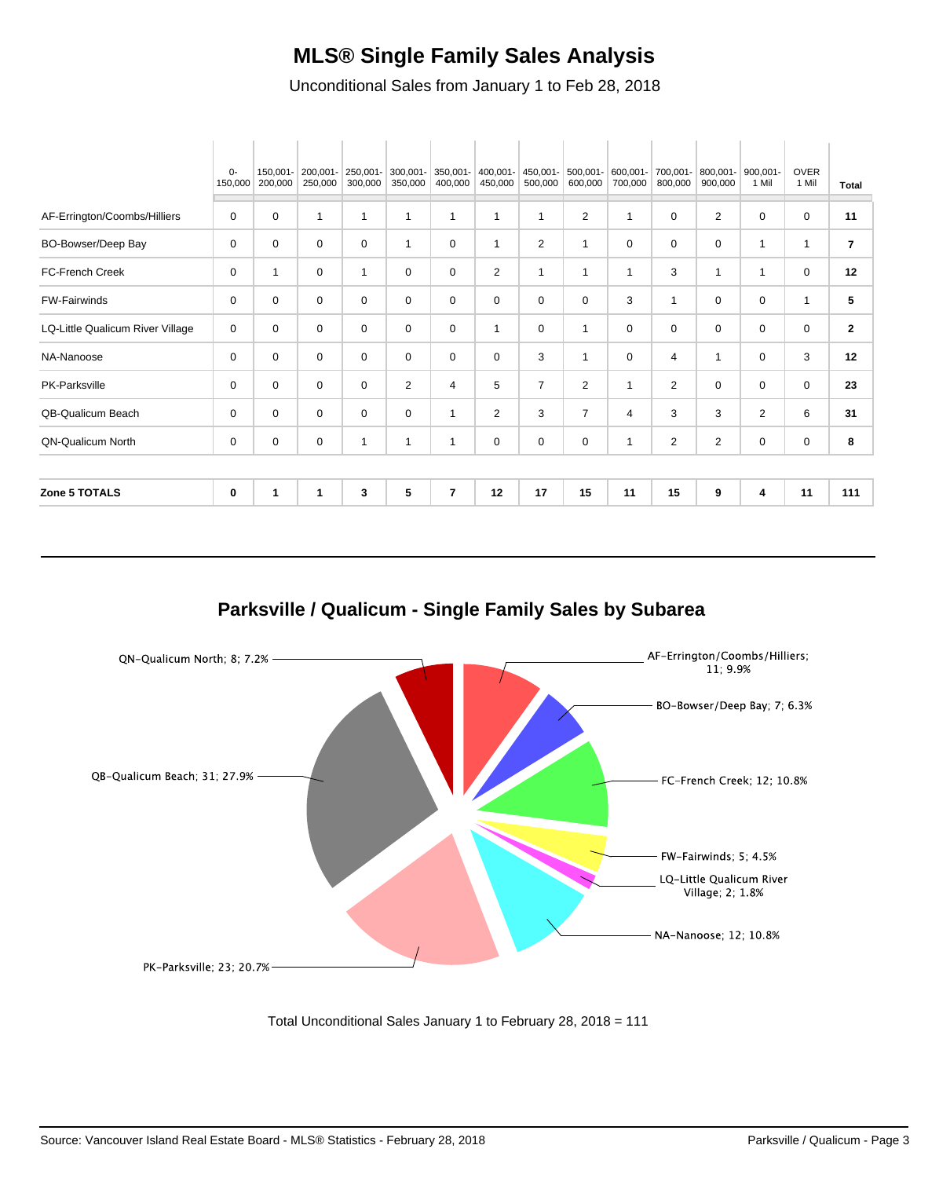# MLS® Single Family Sales Analysis

Unconditional Sales from January 1 to Feb 28, 2018

| | 0-150,000 | 150,001-200,000 | 200,001-250,000 | 250,001-300,000 | 300,001-350,000 | 350,001-400,000 | 400,001-450,000 | 450,001-500,000 | 500,001-600,000 | 600,001-700,000 | 700,001-800,000 | 800,001-900,000 | 900,001-1 Mil | OVER 1 Mil | Total |
|---|---|---|---|---|---|---|---|---|---|---|---|---|---|---|---|
| AF-Errington/Coombs/Hilliers | 0 | 0 | 1 | 1 | 1 | 1 | 1 | 1 | 2 | 1 | 0 | 2 | 0 | 0 | **11** |
| BO-Bowser/Deep Bay | 0 | 0 | 0 | 0 | 1 | 0 | 1 | 2 | 1 | 0 | 0 | 0 | 1 | 1 | **7** |
| FC-French Creek | 0 | 1 | 0 | 1 | 0 | 0 | 2 | 1 | 1 | 1 | 3 | 1 | 1 | 0 | **12** |
| FW-Fairwinds | 0 | 0 | 0 | 0 | 0 | 0 | 0 | 0 | 0 | 3 | 1 | 0 | 0 | 1 | **5** |
| LQ-Little Qualicum River Village | 0 | 0 | 0 | 0 | 0 | 0 | 1 | 0 | 1 | 0 | 0 | 0 | 0 | 0 | **2** |
| NA-Nanoose | 0 | 0 | 0 | 0 | 0 | 0 | 0 | 3 | 1 | 0 | 4 | 1 | 0 | 3 | **12** |
| PK-Parksville | 0 | 0 | 0 | 0 | 2 | 4 | 5 | 7 | 2 | 1 | 2 | 0 | 0 | 0 | **23** |
| QB-Qualicum Beach | 0 | 0 | 0 | 0 | 0 | 1 | 2 | 3 | 7 | 4 | 3 | 3 | 2 | 6 | **31** |
| QN-Qualicum North | 0 | 0 | 0 | 1 | 1 | 1 | 0 | 0 | 0 | 1 | 2 | 2 | 0 | 0 | **8** |
| **Zone 5 TOTALS** | **0** | **1** | **1** | **3** | **5** | **7** | **12** | **17** | **15** | **11** | **15** | **9** | **4** | **11** | **111** |

## Parksville / Qualicum - Single Family Sales by Subarea

QN-Qualicum North; 8; 7.2%
AF-Errington/Coombs/Hilliers; 11; 9.9%
BO-Bowser/Deep Bay; 7; 6.3%
QB-Qualicum Beach; 31; 27.9%
FC-French Creek; 12; 10.8%
FW-Fairwinds; 5; 4.5%
LQ-Little Qualicum River Village; 2; 1.8%
NA-Nanoose; 12; 10.8%
PK-Parksville; 23; 20.7%

Total Unconditional Sales January 1 to February 28, 2018 = 111

Source: Vancouver Island Real Estate Board - MLS® Statistics - February 28, 2018